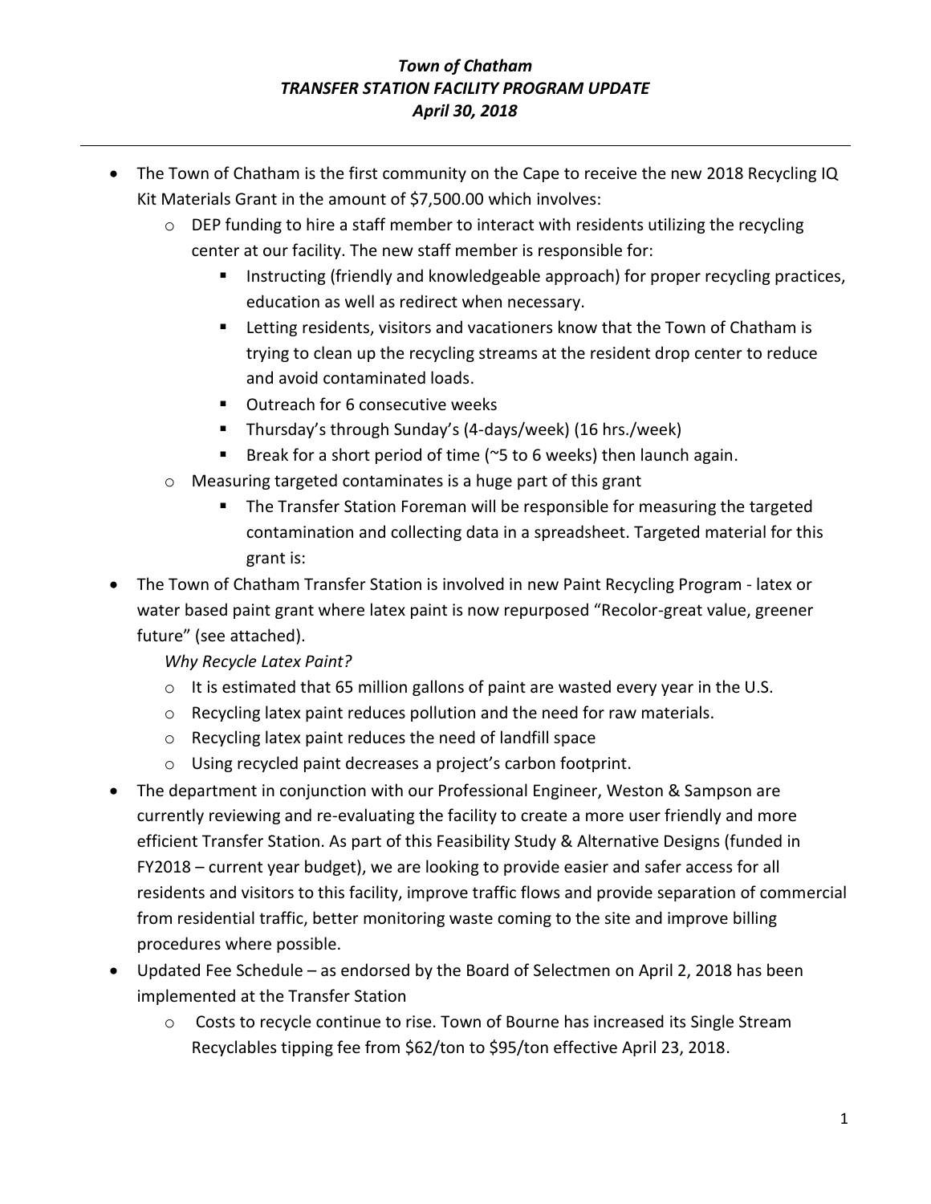***Town of Chatham***
***TRANSFER STATION FACILITY PROGRAM UPDATE***
***April 30, 2018***

---

- The Town of Chatham is the first community on the Cape to receive the new 2018 Recycling IQ Kit Materials Grant in the amount of $7,500.00 which involves:
  - DEP funding to hire a staff member to interact with residents utilizing the recycling center at our facility. The new staff member is responsible for:
    - Instructing (friendly and knowledgeable approach) for proper recycling practices, education as well as redirect when necessary.
    - Letting residents, visitors and vacationers know that the Town of Chatham is trying to clean up the recycling streams at the resident drop center to reduce and avoid contaminated loads.
    - Outreach for 6 consecutive weeks
    - Thursday's through Sunday's (4-days/week) (16 hrs./week)
    - Break for a short period of time (~5 to 6 weeks) then launch again.
  - Measuring targeted contaminates is a huge part of this grant
    - The Transfer Station Foreman will be responsible for measuring the targeted contamination and collecting data in a spreadsheet. Targeted material for this grant is:
- The Town of Chatham Transfer Station is involved in new Paint Recycling Program - latex or water based paint grant where latex paint is now repurposed "Recolor-great value, greener future" (see attached).

  *Why Recycle Latex Paint?*
  - It is estimated that 65 million gallons of paint are wasted every year in the U.S.
  - Recycling latex paint reduces pollution and the need for raw materials.
  - Recycling latex paint reduces the need of landfill space
  - Using recycled paint decreases a project's carbon footprint.
- The department in conjunction with our Professional Engineer, Weston & Sampson are currently reviewing and re-evaluating the facility to create a more user friendly and more efficient Transfer Station. As part of this Feasibility Study & Alternative Designs (funded in FY2018 – current year budget), we are looking to provide easier and safer access for all residents and visitors to this facility, improve traffic flows and provide separation of commercial from residential traffic, better monitoring waste coming to the site and improve billing procedures where possible.
- Updated Fee Schedule – as endorsed by the Board of Selectmen on April 2, 2018 has been implemented at the Transfer Station
  - Costs to recycle continue to rise. Town of Bourne has increased its Single Stream Recyclables tipping fee from $62/ton to $95/ton effective April 23, 2018.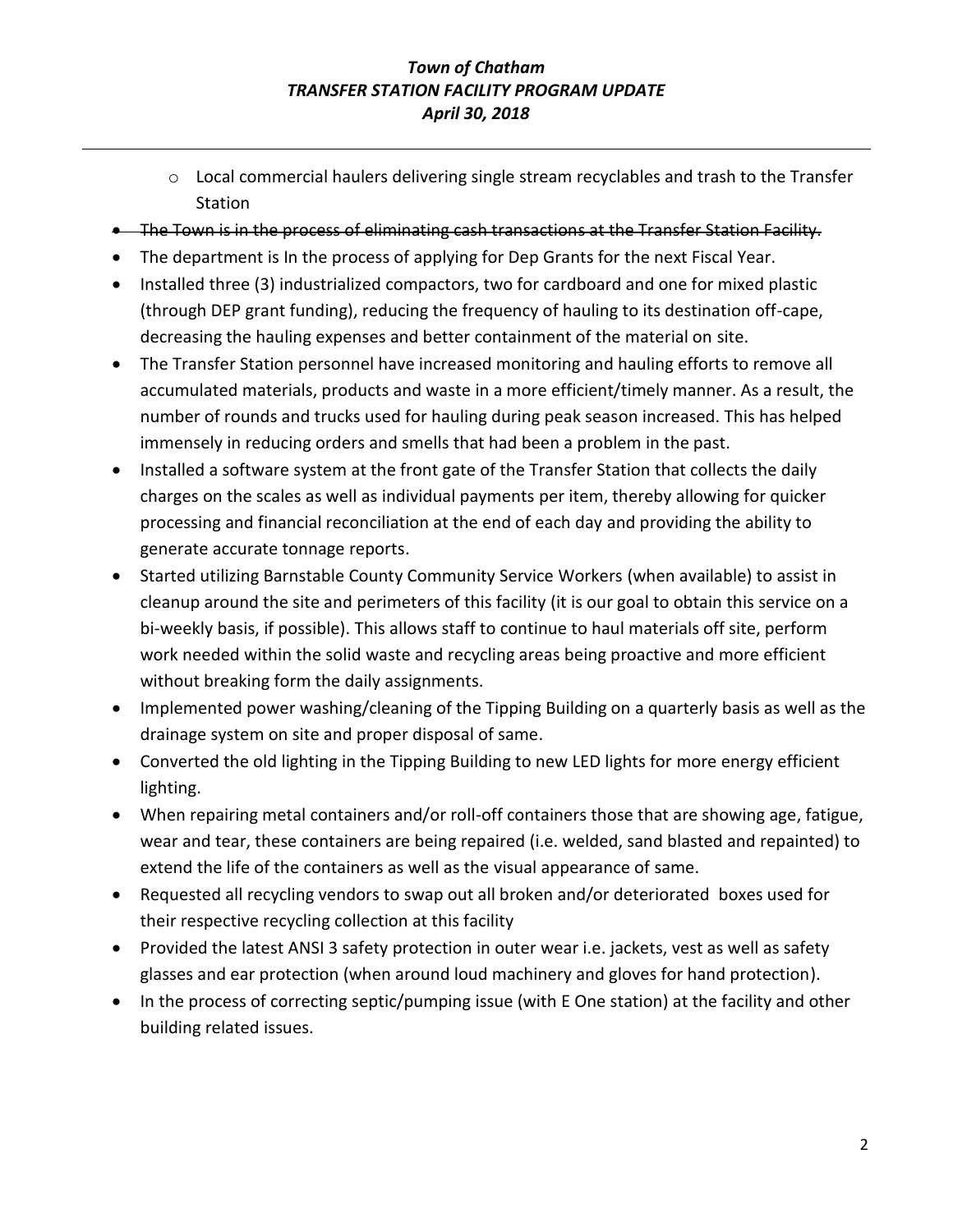- Local commercial haulers delivering single stream recyclables and trash to the Transfer Station

- ~~The Town is in the process of eliminating cash transactions at the Transfer Station Facility.~~
- The department is In the process of applying for Dep Grants for the next Fiscal Year.
- Installed three (3) industrialized compactors, two for cardboard and one for mixed plastic (through DEP grant funding), reducing the frequency of hauling to its destination off-cape, decreasing the hauling expenses and better containment of the material on site.
- The Transfer Station personnel have increased monitoring and hauling efforts to remove all accumulated materials, products and waste in a more efficient/timely manner. As a result, the number of rounds and trucks used for hauling during peak season increased. This has helped immensely in reducing orders and smells that had been a problem in the past.
- Installed a software system at the front gate of the Transfer Station that collects the daily charges on the scales as well as individual payments per item, thereby allowing for quicker processing and financial reconciliation at the end of each day and providing the ability to generate accurate tonnage reports.
- Started utilizing Barnstable County Community Service Workers (when available) to assist in cleanup around the site and perimeters of this facility (it is our goal to obtain this service on a bi-weekly basis, if possible). This allows staff to continue to haul materials off site, perform work needed within the solid waste and recycling areas being proactive and more efficient without breaking form the daily assignments.
- Implemented power washing/cleaning of the Tipping Building on a quarterly basis as well as the drainage system on site and proper disposal of same.
- Converted the old lighting in the Tipping Building to new LED lights for more energy efficient lighting.
- When repairing metal containers and/or roll-off containers those that are showing age, fatigue, wear and tear, these containers are being repaired (i.e. welded, sand blasted and repainted) to extend the life of the containers as well as the visual appearance of same.
- Requested all recycling vendors to swap out all broken and/or deteriorated boxes used for their respective recycling collection at this facility
- Provided the latest ANSI 3 safety protection in outer wear i.e. jackets, vest as well as safety glasses and ear protection (when around loud machinery and gloves for hand protection).
- In the process of correcting septic/pumping issue (with E One station) at the facility and other building related issues.